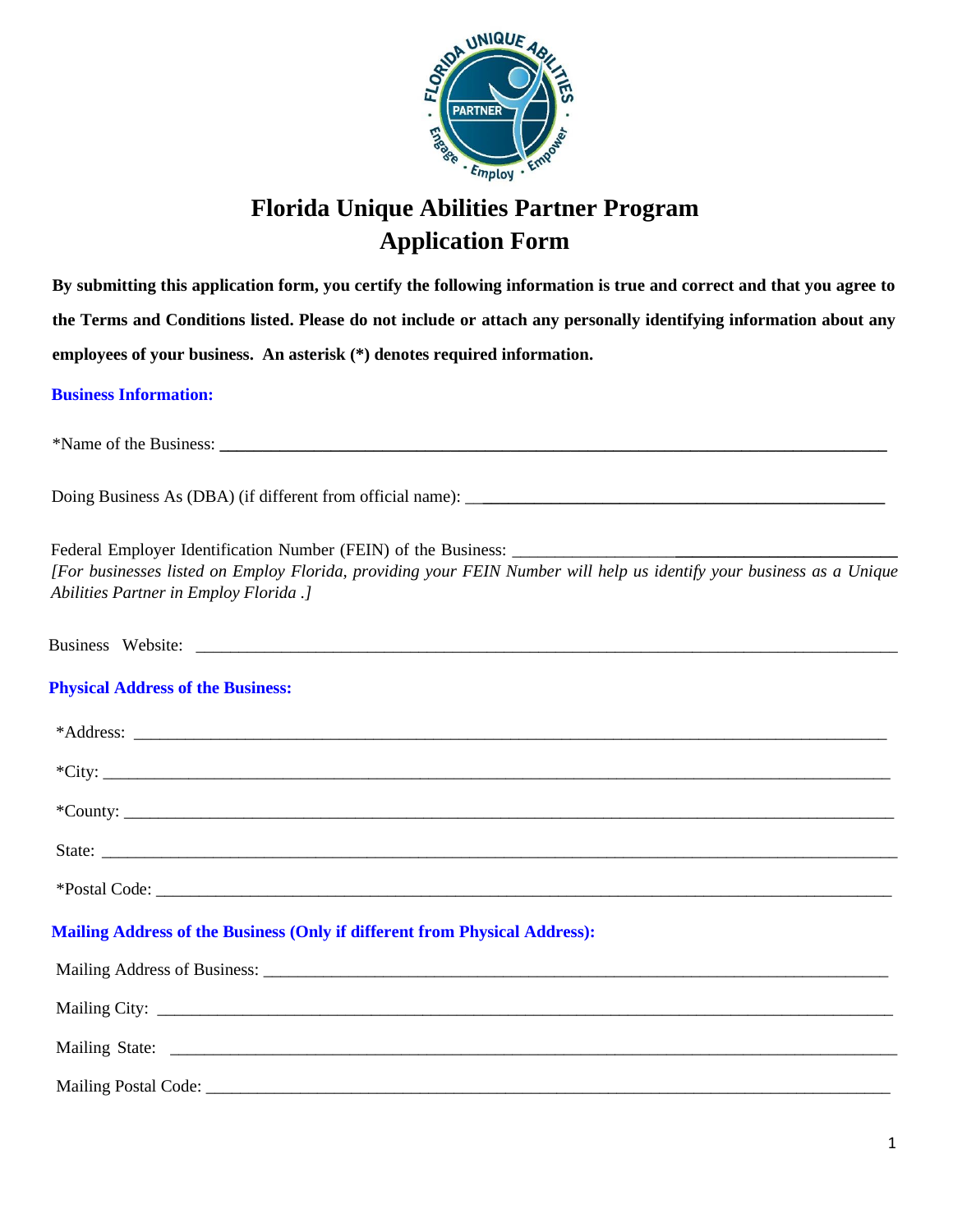# Florida Unique Abilities Partner Program
# Application Form

**By submitting this application form, you certify the following information is true and correct and that you agree to the Terms and Conditions listed. Please do not include or attach any personally identifying information about any employees of your business. An asterisk (*) denotes required information.**

## Business Information:

*Name of the Business: ______________________________

Doing Business As (DBA) (if different from official name): ______________________________

Federal Employer Identification Number (FEIN) of the Business: ______________________________
*[For businesses listed on Employ Florida, providing your FEIN Number will help us identify your business as a Unique Abilities Partner in Employ Florida .]*

Business Website: ______________________________

## Physical Address of the Business:

*Address: ______________________________

*City: ______________________________

*County: ______________________________

State: ______________________________

*Postal Code: ______________________________

## Mailing Address of the Business (Only if different from Physical Address):

Mailing Address of Business: ______________________________

Mailing City: ______________________________

Mailing State: ______________________________

Mailing Postal Code: ______________________________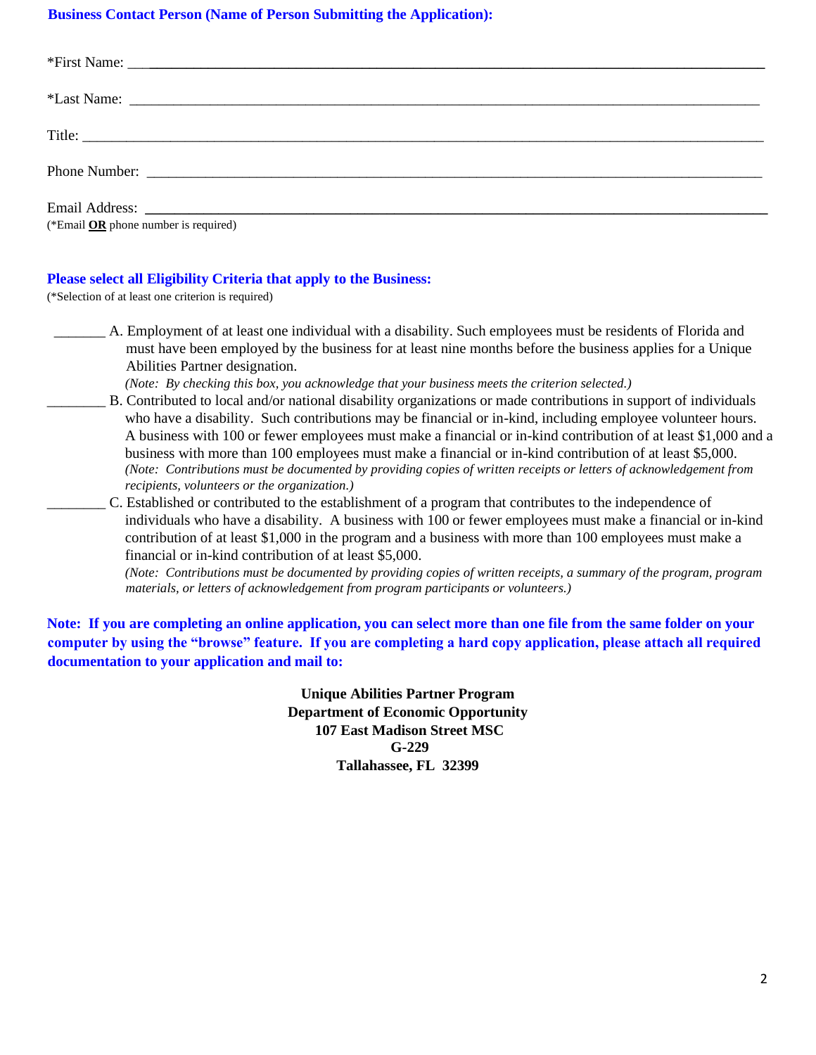**Business Contact Person (Name of Person Submitting the Application):**

*First Name: ______________________________________________________________________________

*Last Name: ______________________________________________________________________________

Title: ___________________________________________________________________________________

Phone Number: ____________________________________________________________________________

Email Address: ____________________________________________________________________________
(*Email **OR** phone number is required)

**Please select all Eligibility Criteria that apply to the Business:**
(*Selection of at least one criterion is required)

_______ A. Employment of at least one individual with a disability. Such employees must be residents of Florida and must have been employed by the business for at least nine months before the business applies for a Unique Abilities Partner designation.
*(Note: By checking this box, you acknowledge that your business meets the criterion selected.)*

________ B. Contributed to local and/or national disability organizations or made contributions in support of individuals who have a disability. Such contributions may be financial or in-kind, including employee volunteer hours. A business with 100 or fewer employees must make a financial or in-kind contribution of at least $1,000 and a business with more than 100 employees must make a financial or in-kind contribution of at least $5,000.
*(Note: Contributions must be documented by providing copies of written receipts or letters of acknowledgement from recipients, volunteers or the organization.)*

________ C. Established or contributed to the establishment of a program that contributes to the independence of individuals who have a disability. A business with 100 or fewer employees must make a financial or in-kind contribution of at least $1,000 in the program and a business with more than 100 employees must make a financial or in-kind contribution of at least $5,000.
*(Note: Contributions must be documented by providing copies of written receipts, a summary of the program, program materials, or letters of acknowledgement from program participants or volunteers.)*

**Note: If you are completing an online application, you can select more than one file from the same folder on your computer by using the "browse" feature. If you are completing a hard copy application, please attach all required documentation to your application and mail to:**

**Unique Abilities Partner Program**
**Department of Economic Opportunity**
**107 East Madison Street MSC**
**G-229**
**Tallahassee, FL 32399**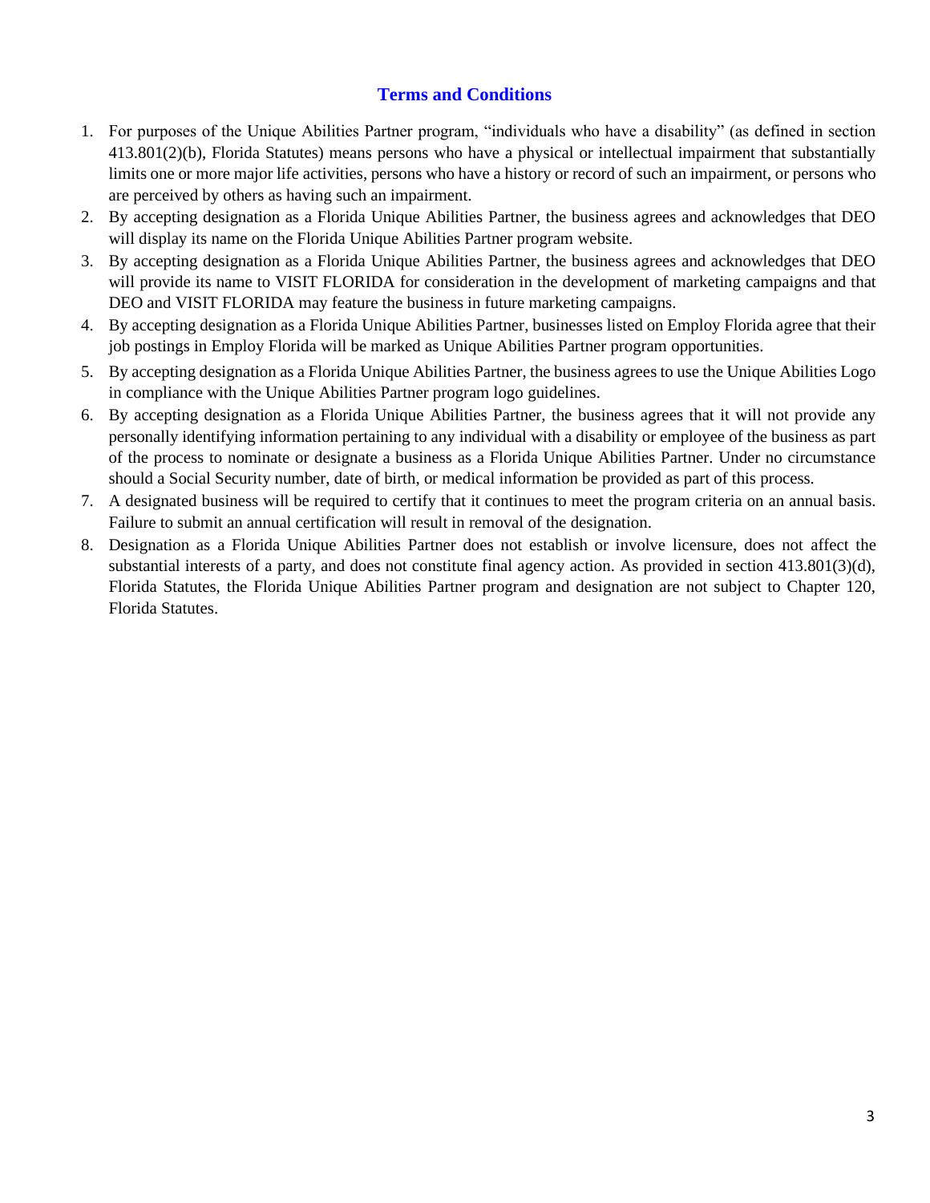## Terms and Conditions

1. For purposes of the Unique Abilities Partner program, "individuals who have a disability" (as defined in section 413.801(2)(b), Florida Statutes) means persons who have a physical or intellectual impairment that substantially limits one or more major life activities, persons who have a history or record of such an impairment, or persons who are perceived by others as having such an impairment.
2. By accepting designation as a Florida Unique Abilities Partner, the business agrees and acknowledges that DEO will display its name on the Florida Unique Abilities Partner program website.
3. By accepting designation as a Florida Unique Abilities Partner, the business agrees and acknowledges that DEO will provide its name to VISIT FLORIDA for consideration in the development of marketing campaigns and that DEO and VISIT FLORIDA may feature the business in future marketing campaigns.
4. By accepting designation as a Florida Unique Abilities Partner, businesses listed on Employ Florida agree that their job postings in Employ Florida will be marked as Unique Abilities Partner program opportunities.
5. By accepting designation as a Florida Unique Abilities Partner, the business agrees to use the Unique Abilities Logo in compliance with the Unique Abilities Partner program logo guidelines.
6. By accepting designation as a Florida Unique Abilities Partner, the business agrees that it will not provide any personally identifying information pertaining to any individual with a disability or employee of the business as part of the process to nominate or designate a business as a Florida Unique Abilities Partner. Under no circumstance should a Social Security number, date of birth, or medical information be provided as part of this process.
7. A designated business will be required to certify that it continues to meet the program criteria on an annual basis. Failure to submit an annual certification will result in removal of the designation.
8. Designation as a Florida Unique Abilities Partner does not establish or involve licensure, does not affect the substantial interests of a party, and does not constitute final agency action. As provided in section 413.801(3)(d), Florida Statutes, the Florida Unique Abilities Partner program and designation are not subject to Chapter 120, Florida Statutes.